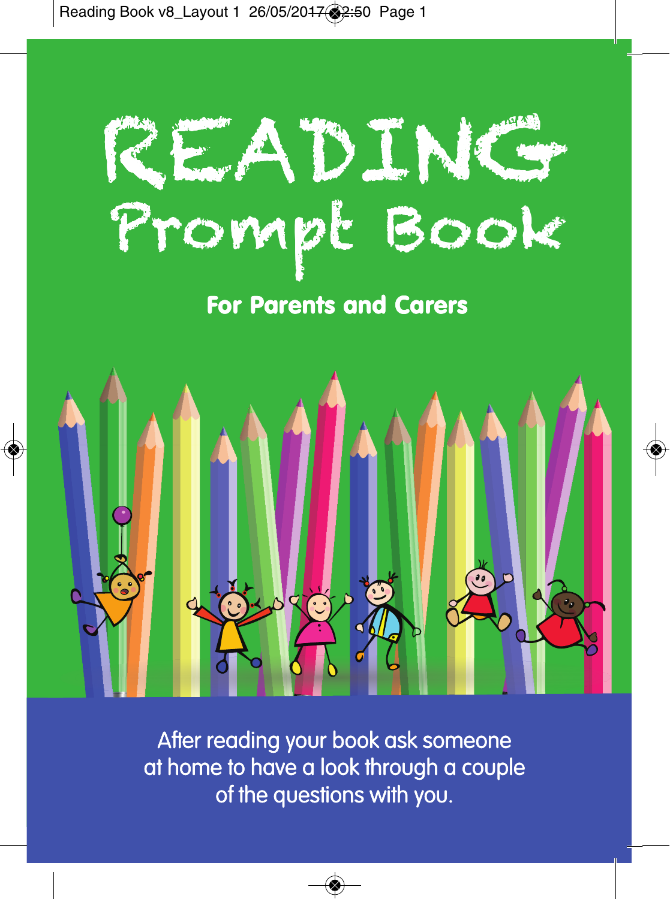# READING Prompt Book

## For Parents and Carers

After reading your book ask someone at home to have a look through a couple of the questions with you.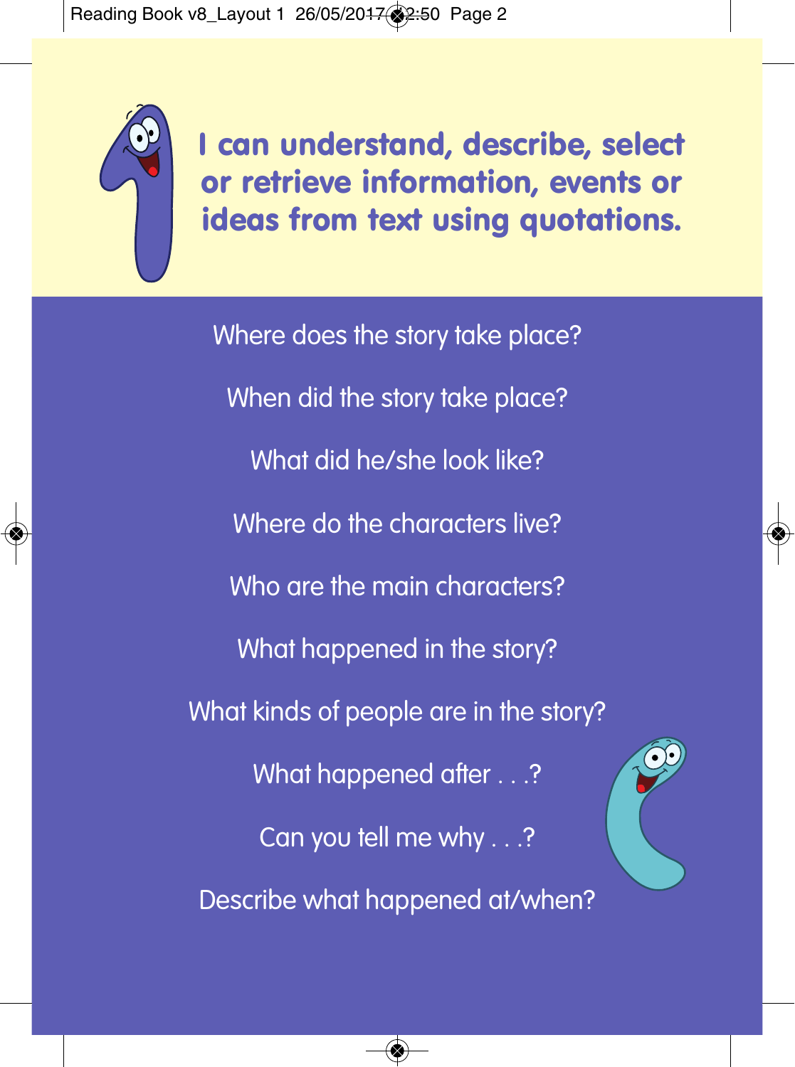## I can understand, describe, select or retrieve information, events or ideas from text using quotations.

Where does the story take place?

When did the story take place?

What did he/she look like?

Where do the characters live?

Who are the main characters?

What happened in the story?

What kinds of people are in the story?

What happened after . . .?

Can you tell me why . . .?

Describe what happened at/when?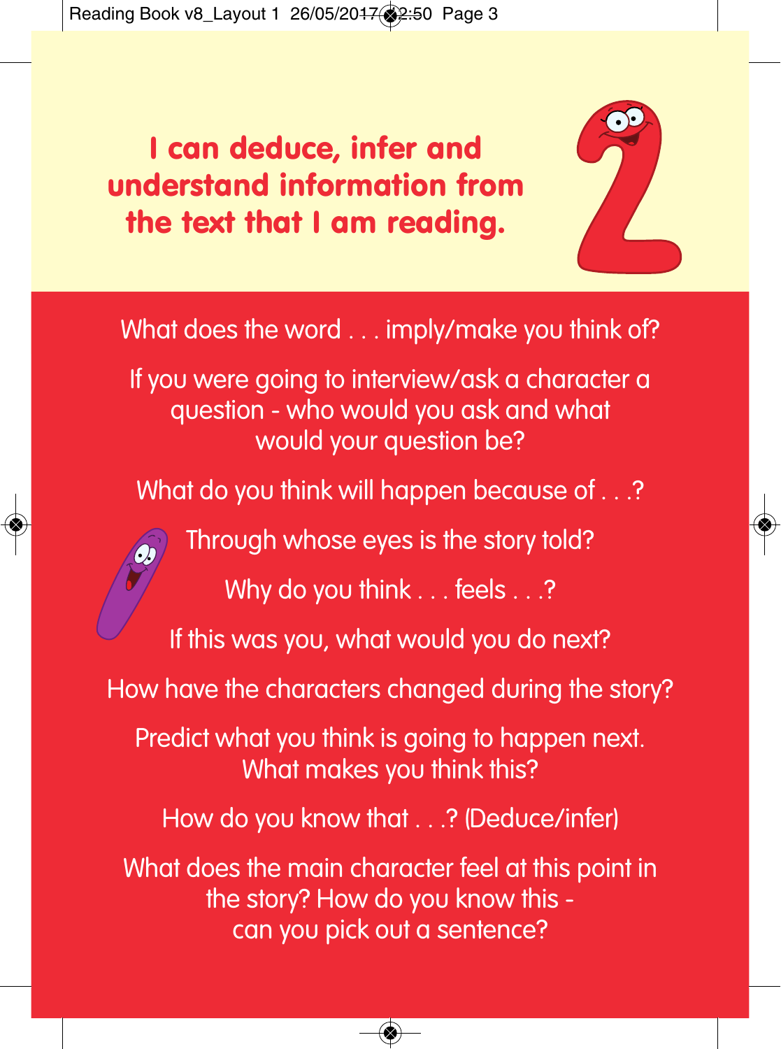# I can deduce, infer and understand information from the text that I am reading.

What does the word . . . imply/make you think of?

If you were going to interview/ask a character a question - who would you ask and what would your question be?

What do you think will happen because of . . .?

Through whose eyes is the story told?

Why do you think . . . feels . . .?

If this was you, what would you do next?

How have the characters changed during the story?

Predict what you think is going to happen next. What makes you think this?

How do you know that . . .? (Deduce/infer)

What does the main character feel at this point in the story? How do you know this - can you pick out a sentence?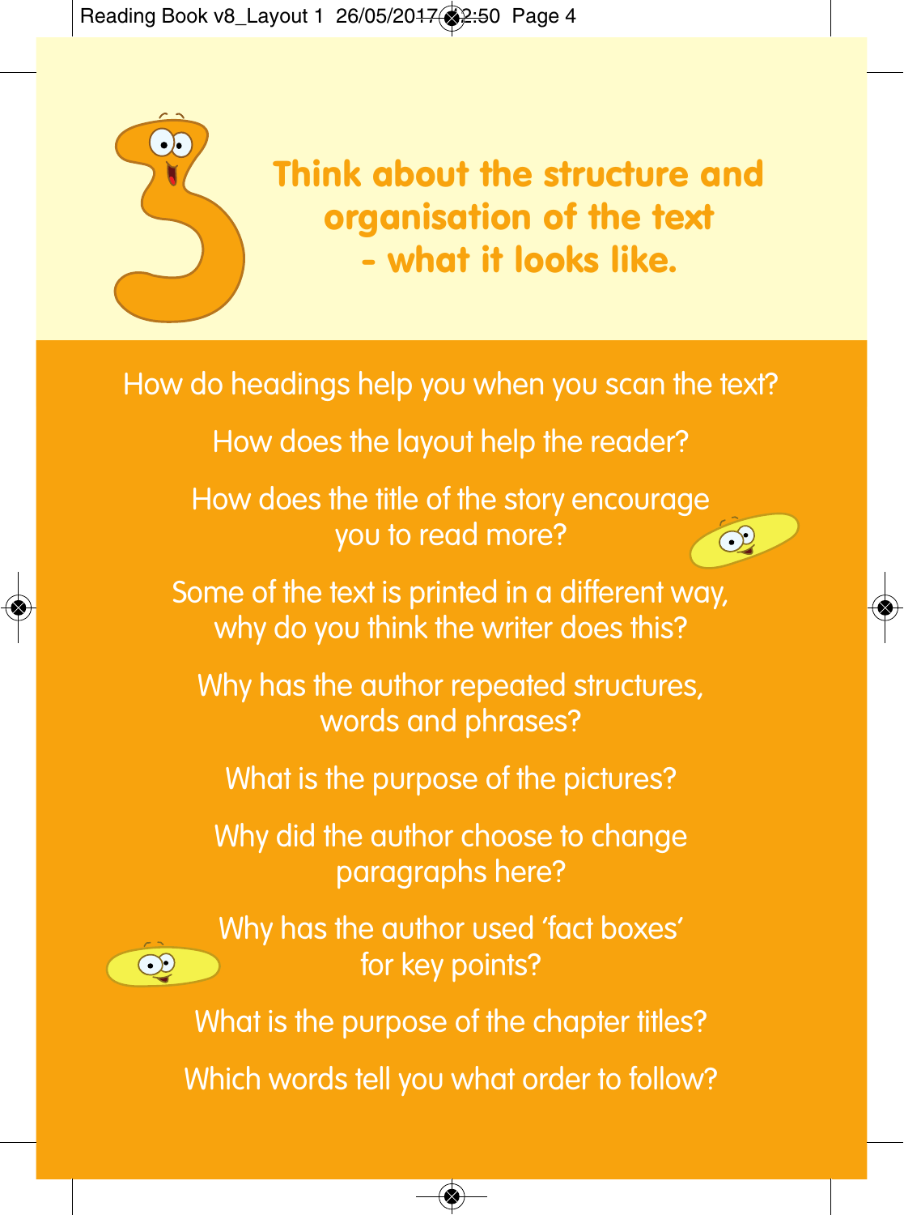# 3 Think about the structure and organisation of the text - what it looks like.

How do headings help you when you scan the text?

How does the layout help the reader?

How does the title of the story encourage you to read more?

Some of the text is printed in a different way, why do you think the writer does this?

Why has the author repeated structures, words and phrases?

What is the purpose of the pictures?

Why did the author choose to change paragraphs here?

Why has the author used 'fact boxes' for key points?

What is the purpose of the chapter titles?

Which words tell you what order to follow?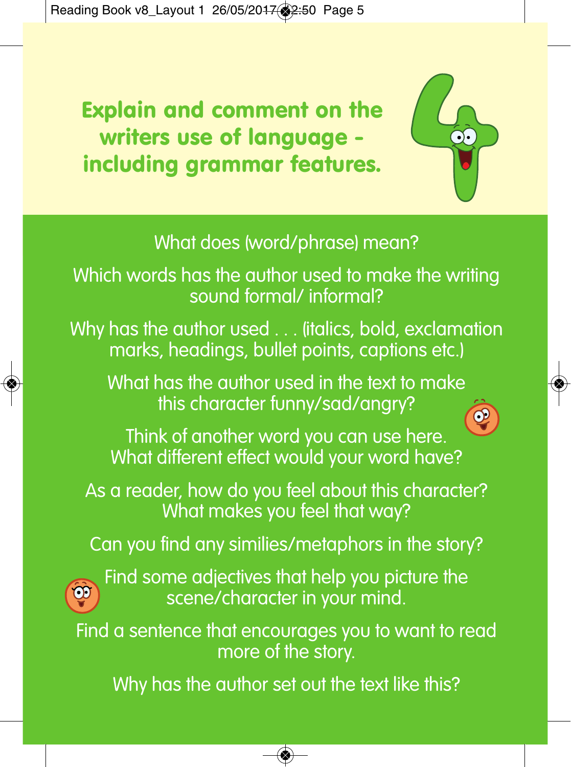# Explain and comment on the writers use of language - including grammar features.

What does (word/phrase) mean?

Which words has the author used to make the writing sound formal/ informal?

Why has the author used . . . (italics, bold, exclamation marks, headings, bullet points, captions etc.)

What has the author used in the text to make this character funny/sad/angry?

Think of another word you can use here. What different effect would your word have?

As a reader, how do you feel about this character? What makes you feel that way?

Can you find any similies/metaphors in the story?

Find some adjectives that help you picture the scene/character in your mind.

Find a sentence that encourages you to want to read more of the story.

Why has the author set out the text like this?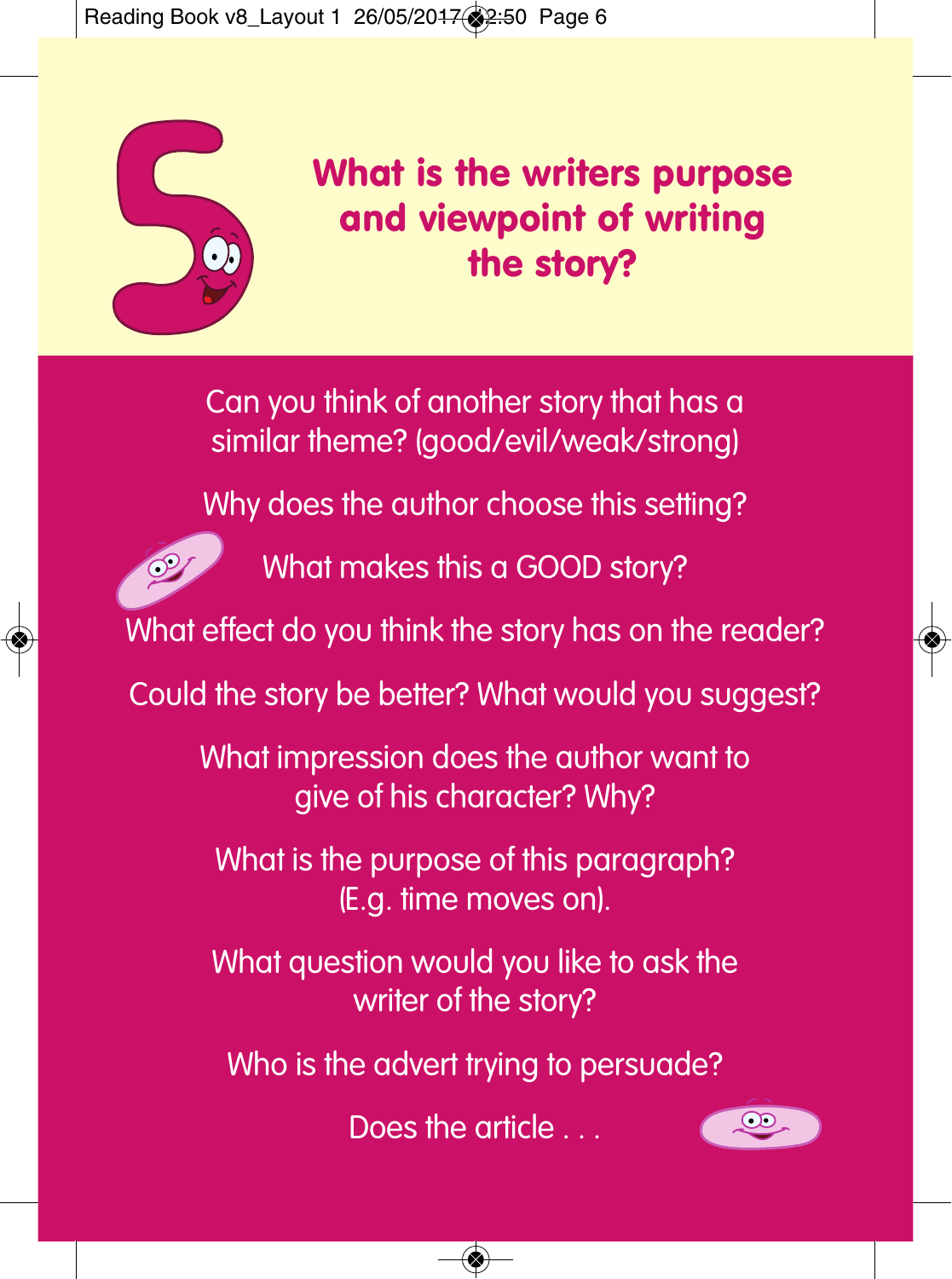# 5 What is the writers purpose and viewpoint of writing the story?

Can you think of another story that has a similar theme? (good/evil/weak/strong)

Why does the author choose this setting?

What makes this a GOOD story?

What effect do you think the story has on the reader?

Could the story be better? What would you suggest?

What impression does the author want to give of his character? Why?

What is the purpose of this paragraph? (E.g. time moves on).

What question would you like to ask the writer of the story?

Who is the advert trying to persuade?

Does the article . . .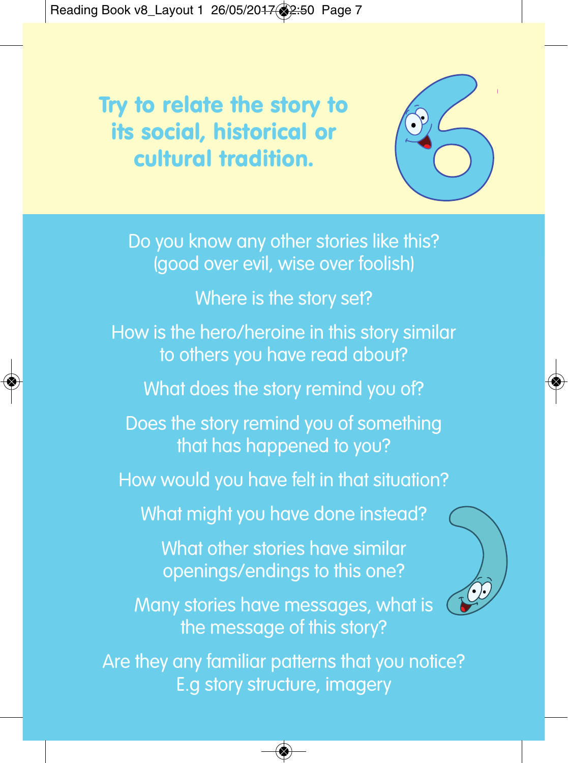# Try to relate the story to its social, historical or cultural tradition.

Do you know any other stories like this? (good over evil, wise over foolish)

Where is the story set?

How is the hero/heroine in this story similar to others you have read about?

What does the story remind you of?

Does the story remind you of something that has happened to you?

How would you have felt in that situation?

What might you have done instead?

What other stories have similar openings/endings to this one?

Many stories have messages, what is the message of this story?

Are they any familiar patterns that you notice? E.g story structure, imagery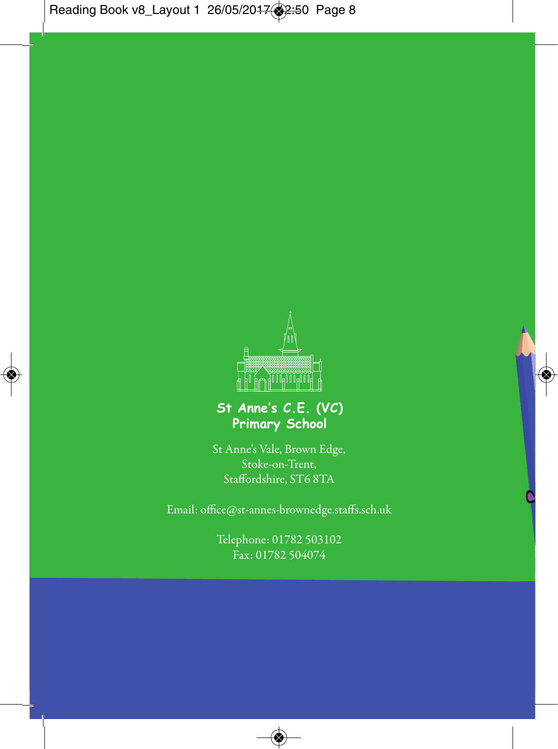**St Anne's C.E. (VC) Primary School**

St Anne's Vale, Brown Edge,
Stoke-on-Trent,
Staffordshire, ST6 8TA

Email: office@st-annes-brownedge.staffs.sch.uk

Telephone: 01782 503102
Fax: 01782 504074